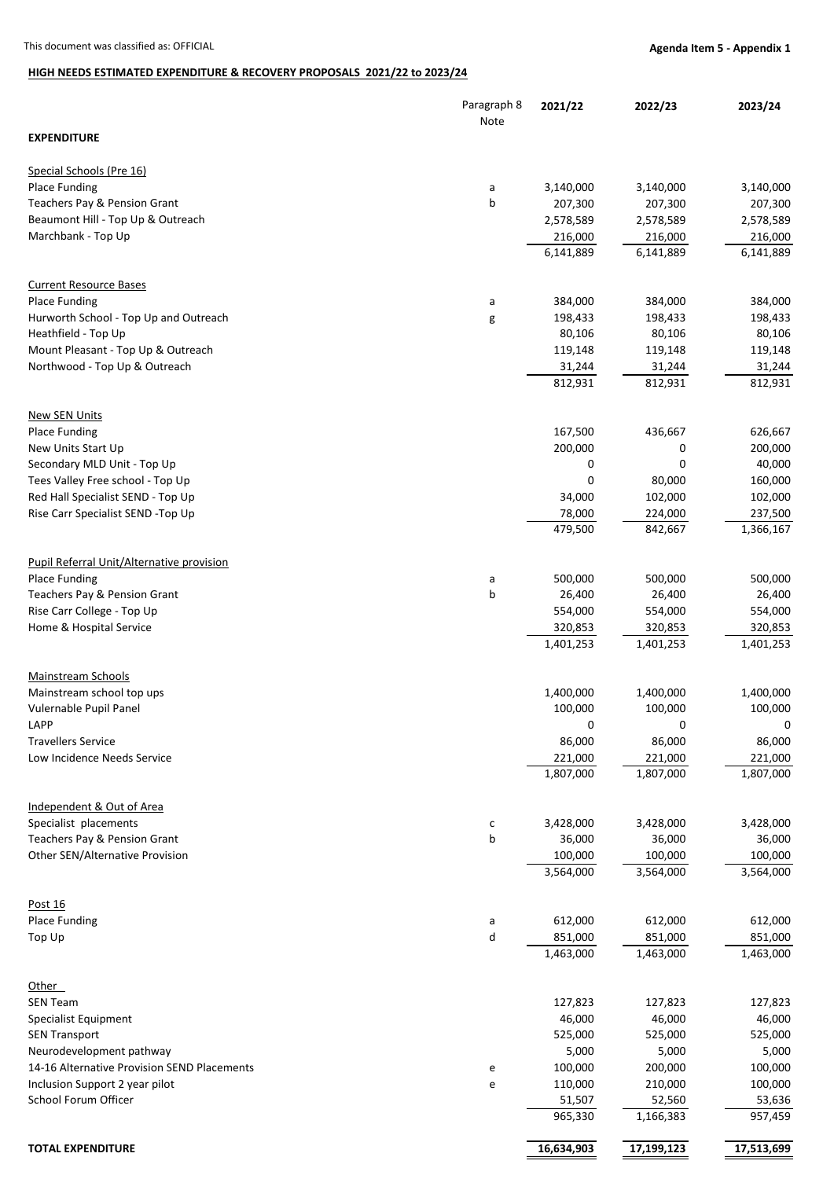This document was classified as: OFFICIAL

**Agenda Item 5 - Appendix 1**

## HIGH NEEDS ESTIMATED EXPENDITURE & RECOVERY PROPOSALS 2021/22 to 2023/24

| | Paragraph 8 Note | 2021/22 | 2022/23 | 2023/24 |
|---|---|---|---|---|
| **EXPENDITURE** | | | | |
| Special Schools (Pre 16) | | | | |
| Place Funding | a | 3,140,000 | 3,140,000 | 3,140,000 |
| Teachers Pay & Pension Grant | b | 207,300 | 207,300 | 207,300 |
| Beaumont Hill - Top Up & Outreach | | 2,578,589 | 2,578,589 | 2,578,589 |
| Marchbank - Top Up | | 216,000 | 216,000 | 216,000 |
| | | 6,141,889 | 6,141,889 | 6,141,889 |
| Current Resource Bases | | | | |
| Place Funding | a | 384,000 | 384,000 | 384,000 |
| Hurworth School - Top Up and Outreach | g | 198,433 | 198,433 | 198,433 |
| Heathfield - Top Up | | 80,106 | 80,106 | 80,106 |
| Mount Pleasant - Top Up & Outreach | | 119,148 | 119,148 | 119,148 |
| Northwood - Top Up & Outreach | | 31,244 | 31,244 | 31,244 |
| | | 812,931 | 812,931 | 812,931 |
| New SEN Units | | | | |
| Place Funding | | 167,500 | 436,667 | 626,667 |
| New Units Start Up | | 200,000 | 0 | 200,000 |
| Secondary MLD Unit - Top Up | | 0 | 0 | 40,000 |
| Tees Valley Free school - Top Up | | 0 | 80,000 | 160,000 |
| Red Hall Specialist SEND - Top Up | | 34,000 | 102,000 | 102,000 |
| Rise Carr Specialist SEND -Top Up | | 78,000 | 224,000 | 237,500 |
| | | 479,500 | 842,667 | 1,366,167 |
| Pupil Referral Unit/Alternative provision | | | | |
| Place Funding | a | 500,000 | 500,000 | 500,000 |
| Teachers Pay & Pension Grant | b | 26,400 | 26,400 | 26,400 |
| Rise Carr College - Top Up | | 554,000 | 554,000 | 554,000 |
| Home & Hospital Service | | 320,853 | 320,853 | 320,853 |
| | | 1,401,253 | 1,401,253 | 1,401,253 |
| Mainstream Schools | | | | |
| Mainstream school top ups | | 1,400,000 | 1,400,000 | 1,400,000 |
| Vulnerable Pupil Panel | | 100,000 | 100,000 | 100,000 |
| LAPP | | 0 | 0 | 0 |
| Travellers Service | | 86,000 | 86,000 | 86,000 |
| Low Incidence Needs Service | | 221,000 | 221,000 | 221,000 |
| | | 1,807,000 | 1,807,000 | 1,807,000 |
| Independent & Out of Area | | | | |
| Specialist placements | c | 3,428,000 | 3,428,000 | 3,428,000 |
| Teachers Pay & Pension Grant | b | 36,000 | 36,000 | 36,000 |
| Other SEN/Alternative Provision | | 100,000 | 100,000 | 100,000 |
| | | 3,564,000 | 3,564,000 | 3,564,000 |
| Post 16 | | | | |
| Place Funding | a | 612,000 | 612,000 | 612,000 |
| Top Up | d | 851,000 | 851,000 | 851,000 |
| | | 1,463,000 | 1,463,000 | 1,463,000 |
| Other | | | | |
| SEN Team | | 127,823 | 127,823 | 127,823 |
| Specialist Equipment | | 46,000 | 46,000 | 46,000 |
| SEN Transport | | 525,000 | 525,000 | 525,000 |
| Neurodevelopment pathway | | 5,000 | 5,000 | 5,000 |
| 14-16 Alternative Provision SEND Placements | e | 100,000 | 200,000 | 100,000 |
| Inclusion Support 2 year pilot | e | 110,000 | 210,000 | 100,000 |
| School Forum Officer | | 51,507 | 52,560 | 53,636 |
| | | 965,330 | 1,166,383 | 957,459 |
| **TOTAL EXPENDITURE** | | **16,634,903** | **17,199,123** | **17,513,699** |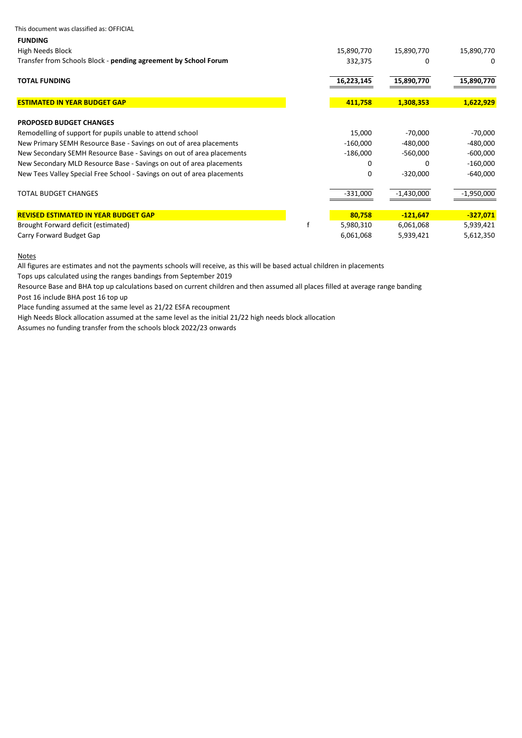This document was classified as: OFFICIAL

| | | | | |
|---|---|---|---|---|
| **FUNDING** | | | | |
| High Needs Block | | 15,890,770 | 15,890,770 | 15,890,770 |
| Transfer from Schools Block - **pending agreement by School Forum** | | 332,375 | 0 | 0 |
| **TOTAL FUNDING** | | **16,223,145** | **15,890,770** | **15,890,770** |
| **ESTIMATED IN YEAR BUDGET GAP** | | **411,758** | **1,308,353** | **1,622,929** |
| **PROPOSED BUDGET CHANGES** | | | | |
| Remodelling of support for pupils unable to attend school | | 15,000 | -70,000 | -70,000 |
| New Primary SEMH Resource Base - Savings on out of area placements | | -160,000 | -480,000 | -480,000 |
| New Secondary SEMH Resource Base - Savings on out of area placements | | -186,000 | -560,000 | -600,000 |
| New Secondary MLD Resource Base - Savings on out of area placements | | 0 | 0 | -160,000 |
| New Tees Valley Special Free School - Savings on out of area placements | | 0 | -320,000 | -640,000 |
| TOTAL BUDGET CHANGES | | -331,000 | -1,430,000 | -1,950,000 |
| **REVISED ESTIMATED IN YEAR BUDGET GAP** | | **80,758** | **-121,647** | **-327,071** |
| Brought Forward deficit (estimated) | f | 5,980,310 | 6,061,068 | 5,939,421 |
| Carry Forward Budget Gap | | 6,061,068 | 5,939,421 | 5,612,350 |

Notes

All figures are estimates and not the payments schools will receive, as this will be based actual children in placements

Tops ups calculated using the ranges bandings from September 2019

Resource Base and BHA top up calculations based on current children and then assumed all places filled at average range banding

Post 16 include BHA post 16 top up

Place funding assumed at the same level as 21/22 ESFA recoupment

High Needs Block allocation assumed at the same level as the initial 21/22 high needs block allocation

Assumes no funding transfer from the schools block 2022/23 onwards